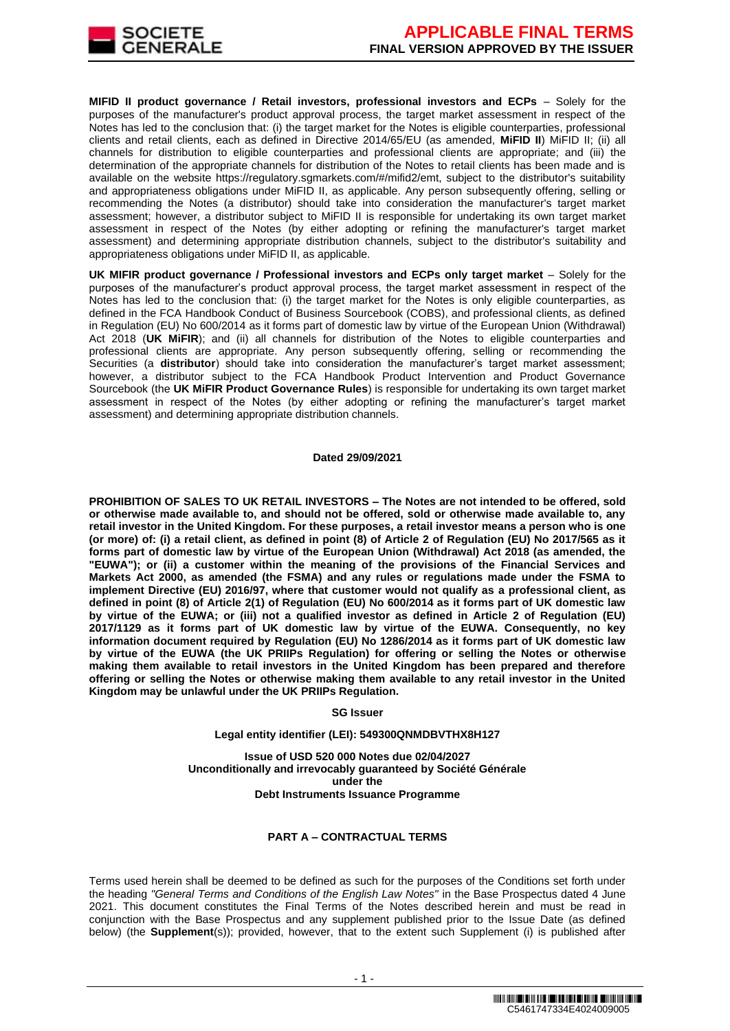**MIFID II product governance / Retail investors, professional investors and ECPs** – Solely for the purposes of the manufacturer's product approval process, the target market assessment in respect of the Notes has led to the conclusion that: (i) the target market for the Notes is eligible counterparties, professional clients and retail clients, each as defined in Directive 2014/65/EU (as amended, **MiFID II**) MiFID II; (ii) all channels for distribution to eligible counterparties and professional clients are appropriate; and (iii) the determination of the appropriate channels for distribution of the Notes to retail clients has been made and is available on the website https://regulatory.sgmarkets.com/#/mifid2/emt, subject to the distributor's suitability and appropriateness obligations under MiFID II, as applicable. Any person subsequently offering, selling or recommending the Notes (a distributor) should take into consideration the manufacturer's target market assessment; however, a distributor subject to MiFID II is responsible for undertaking its own target market assessment in respect of the Notes (by either adopting or refining the manufacturer's target market assessment) and determining appropriate distribution channels, subject to the distributor's suitability and appropriateness obligations under MiFID II, as applicable.

**UK MIFIR product governance / Professional investors and ECPs only target market** – Solely for the purposes of the manufacturer's product approval process, the target market assessment in respect of the Notes has led to the conclusion that: (i) the target market for the Notes is only eligible counterparties, as defined in the FCA Handbook Conduct of Business Sourcebook (COBS), and professional clients, as defined in Regulation (EU) No 600/2014 as it forms part of domestic law by virtue of the European Union (Withdrawal) Act 2018 (**UK MiFIR**); and (ii) all channels for distribution of the Notes to eligible counterparties and professional clients are appropriate. Any person subsequently offering, selling or recommending the Securities (a **distributor**) should take into consideration the manufacturer's target market assessment; however, a distributor subject to the FCA Handbook Product Intervention and Product Governance Sourcebook (the **UK MiFIR Product Governance Rules**) is responsible for undertaking its own target market assessment in respect of the Notes (by either adopting or refining the manufacturer's target market assessment) and determining appropriate distribution channels.

**Dated 29/09/2021**

**PROHIBITION OF SALES TO UK RETAIL INVESTORS – The Notes are not intended to be offered, sold or otherwise made available to, and should not be offered, sold or otherwise made available to, any retail investor in the United Kingdom. For these purposes, a retail investor means a person who is one (or more) of: (i) a retail client, as defined in point (8) of Article 2 of Regulation (EU) No 2017/565 as it forms part of domestic law by virtue of the European Union (Withdrawal) Act 2018 (as amended, the "EUWA"); or (ii) a customer within the meaning of the provisions of the Financial Services and Markets Act 2000, as amended (the FSMA) and any rules or regulations made under the FSMA to implement Directive (EU) 2016/97, where that customer would not qualify as a professional client, as defined in point (8) of Article 2(1) of Regulation (EU) No 600/2014 as it forms part of UK domestic law by virtue of the EUWA; or (iii) not a qualified investor as defined in Article 2 of Regulation (EU) 2017/1129 as it forms part of UK domestic law by virtue of the EUWA. Consequently, no key information document required by Regulation (EU) No 1286/2014 as it forms part of UK domestic law by virtue of the EUWA (the UK PRIIPs Regulation) for offering or selling the Notes or otherwise making them available to retail investors in the United Kingdom has been prepared and therefore offering or selling the Notes or otherwise making them available to any retail investor in the United Kingdom may be unlawful under the UK PRIIPs Regulation.**

**SG Issuer**

**Legal entity identifier (LEI): 549300QNMDBVTHX8H127**

**Issue of USD 520 000 Notes due 02/04/2027**
**Unconditionally and irrevocably guaranteed by Société Générale**
**under the**
**Debt Instruments Issuance Programme**

## PART A – CONTRACTUAL TERMS

Terms used herein shall be deemed to be defined as such for the purposes of the Conditions set forth under the heading *"General Terms and Conditions of the English Law Notes"* in the Base Prospectus dated 4 June 2021. This document constitutes the Final Terms of the Notes described herein and must be read in conjunction with the Base Prospectus and any supplement published prior to the Issue Date (as defined below) (the **Supplement**(s)); provided, however, that to the extent such Supplement (i) is published after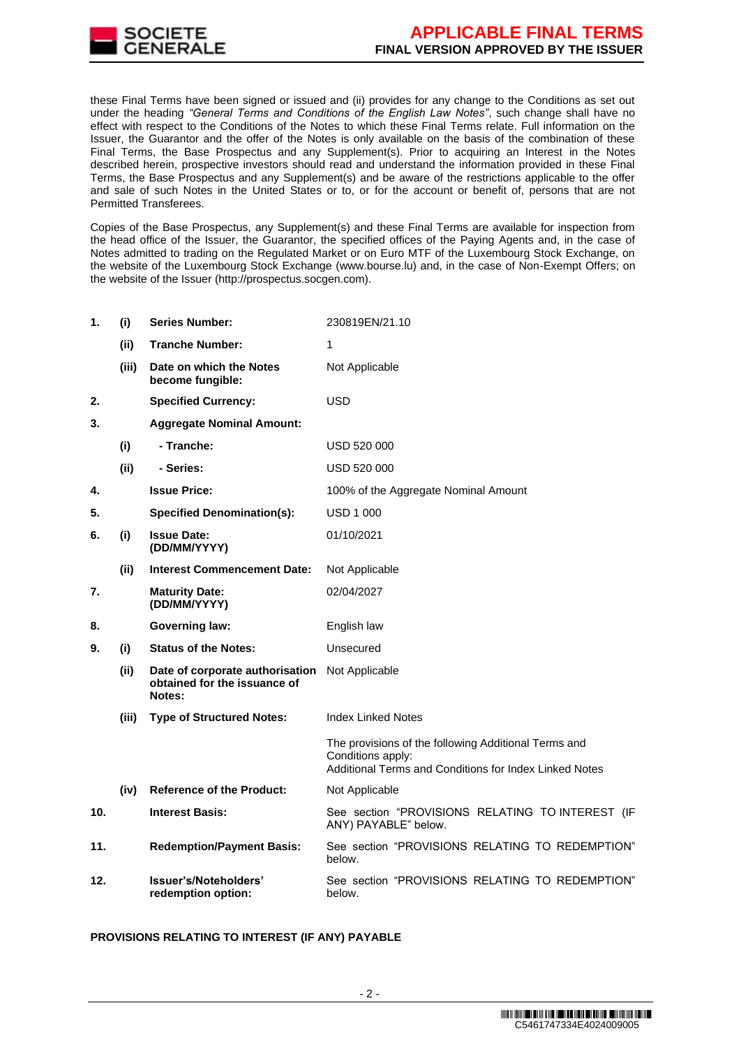these Final Terms have been signed or issued and (ii) provides for any change to the Conditions as set out under the heading *"General Terms and Conditions of the English Law Notes"*, such change shall have no effect with respect to the Conditions of the Notes to which these Final Terms relate. Full information on the Issuer, the Guarantor and the offer of the Notes is only available on the basis of the combination of these Final Terms, the Base Prospectus and any Supplement(s). Prior to acquiring an Interest in the Notes described herein, prospective investors should read and understand the information provided in these Final Terms, the Base Prospectus and any Supplement(s) and be aware of the restrictions applicable to the offer and sale of such Notes in the United States or to, or for the account or benefit of, persons that are not Permitted Transferees.

Copies of the Base Prospectus, any Supplement(s) and these Final Terms are available for inspection from the head office of the Issuer, the Guarantor, the specified offices of the Paying Agents and, in the case of Notes admitted to trading on the Regulated Market or on Euro MTF of the Luxembourg Stock Exchange, on the website of the Luxembourg Stock Exchange (www.bourse.lu) and, in the case of Non-Exempt Offers; on the website of the Issuer (http://prospectus.socgen.com).

| | | | |
|---|---|---|---|
| **1.** | **(i)** | **Series Number:** | 230819EN/21.10 |
| | **(ii)** | **Tranche Number:** | 1 |
| | **(iii)** | **Date on which the Notes become fungible:** | Not Applicable |
| **2.** | | **Specified Currency:** | USD |
| **3.** | | **Aggregate Nominal Amount:** | |
| | **(i)** | **- Tranche:** | USD 520 000 |
| | **(ii)** | **- Series:** | USD 520 000 |
| **4.** | | **Issue Price:** | 100% of the Aggregate Nominal Amount |
| **5.** | | **Specified Denomination(s):** | USD 1 000 |
| **6.** | **(i)** | **Issue Date: (DD/MM/YYYY)** | 01/10/2021 |
| | **(ii)** | **Interest Commencement Date:** | Not Applicable |
| **7.** | | **Maturity Date: (DD/MM/YYYY)** | 02/04/2027 |
| **8.** | | **Governing law:** | English law |
| **9.** | **(i)** | **Status of the Notes:** | Unsecured |
| | **(ii)** | **Date of corporate authorisation obtained for the issuance of Notes:** | Not Applicable |
| | **(iii)** | **Type of Structured Notes:** | Index Linked Notes<br><br>The provisions of the following Additional Terms and Conditions apply:<br>Additional Terms and Conditions for Index Linked Notes |
| | **(iv)** | **Reference of the Product:** | Not Applicable |
| **10.** | | **Interest Basis:** | See section "PROVISIONS RELATING TO INTEREST (IF ANY) PAYABLE" below. |
| **11.** | | **Redemption/Payment Basis:** | See section "PROVISIONS RELATING TO REDEMPTION" below. |
| **12.** | | **Issuer's/Noteholders' redemption option:** | See section "PROVISIONS RELATING TO REDEMPTION" below. |

**PROVISIONS RELATING TO INTEREST (IF ANY) PAYABLE**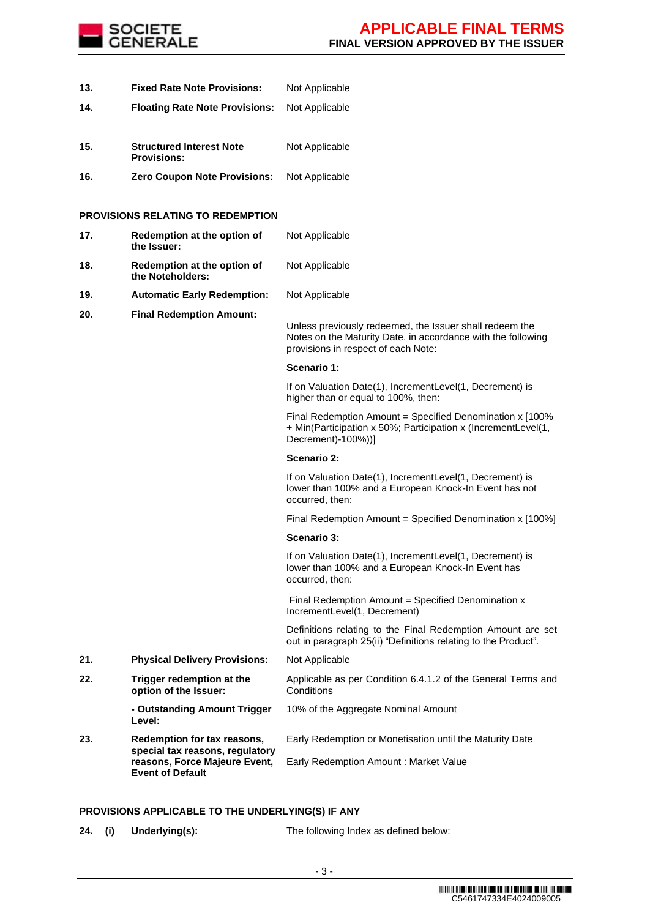| | | |
|---|---|---|
| **13.** | **Fixed Rate Note Provisions:** | Not Applicable |
| **14.** | **Floating Rate Note Provisions:** | Not Applicable |
| **15.** | **Structured Interest Note Provisions:** | Not Applicable |
| **16.** | **Zero Coupon Note Provisions:** | Not Applicable |

**PROVISIONS RELATING TO REDEMPTION**

| | | |
|---|---|---|
| **17.** | **Redemption at the option of the Issuer:** | Not Applicable |
| **18.** | **Redemption at the option of the Noteholders:** | Not Applicable |
| **19.** | **Automatic Early Redemption:** | Not Applicable |
| **20.** | **Final Redemption Amount:** | Unless previously redeemed, the Issuer shall redeem the Notes on the Maturity Date, in accordance with the following provisions in respect of each Note:<br><br>**Scenario 1:**<br><br>If on Valuation Date(1), IncrementLevel(1, Decrement) is higher than or equal to 100%, then:<br><br>Final Redemption Amount = Specified Denomination x [100% + Min(Participation x 50%; Participation x (IncrementLevel(1, Decrement)-100%))]<br><br>**Scenario 2:**<br><br>If on Valuation Date(1), IncrementLevel(1, Decrement) is lower than 100% and a European Knock-In Event has not occurred, then:<br><br>Final Redemption Amount = Specified Denomination x [100%]<br><br>**Scenario 3:**<br><br>If on Valuation Date(1), IncrementLevel(1, Decrement) is lower than 100% and a European Knock-In Event has occurred, then:<br><br>Final Redemption Amount = Specified Denomination x IncrementLevel(1, Decrement)<br><br>Definitions relating to the Final Redemption Amount are set out in paragraph 25(ii) "Definitions relating to the Product". |
| **21.** | **Physical Delivery Provisions:** | Not Applicable |
| **22.** | **Trigger redemption at the option of the Issuer:** | Applicable as per Condition 6.4.1.2 of the General Terms and Conditions |
| | **- Outstanding Amount Trigger Level:** | 10% of the Aggregate Nominal Amount |
| **23.** | **Redemption for tax reasons, special tax reasons, regulatory reasons, Force Majeure Event, Event of Default** | Early Redemption or Monetisation until the Maturity Date<br><br>Early Redemption Amount : Market Value |

**PROVISIONS APPLICABLE TO THE UNDERLYING(S) IF ANY**

| | | |
|---|---|---|
| **24. (i)** | **Underlying(s):** | The following Index as defined below: |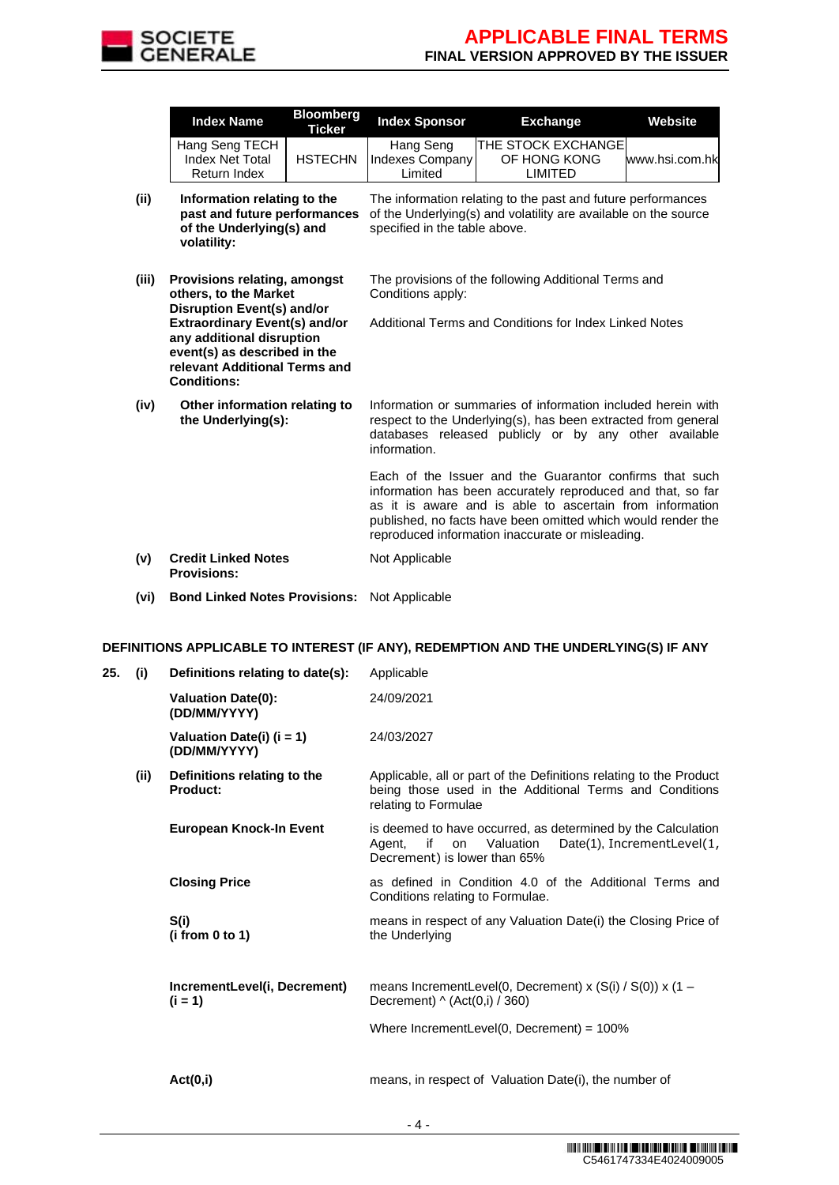| Index Name | Bloomberg Ticker | Index Sponsor | Exchange | Website |
|---|---|---|---|---|
| Hang Seng TECH Index Net Total Return Index | HSTECHN | Hang Seng Indexes Company Limited | THE STOCK EXCHANGE OF HONG KONG LIMITED | www.hsi.com.hk |

**(ii) Information relating to the past and future performances of the Underlying(s) and volatility:** The information relating to the past and future performances of the Underlying(s) and volatility are available on the source specified in the table above.

**(iii) Provisions relating, amongst others, to the Market Disruption Event(s) and/or Extraordinary Event(s) and/or any additional disruption event(s) as described in the relevant Additional Terms and Conditions:** The provisions of the following Additional Terms and Conditions apply:

Additional Terms and Conditions for Index Linked Notes

**(iv) Other information relating to the Underlying(s):** Information or summaries of information included herein with respect to the Underlying(s), has been extracted from general databases released publicly or by any other available information.

Each of the Issuer and the Guarantor confirms that such information has been accurately reproduced and that, so far as it is aware and is able to ascertain from information published, no facts have been omitted which would render the reproduced information inaccurate or misleading.

**(v) Credit Linked Notes Provisions:** Not Applicable

**(vi) Bond Linked Notes Provisions:** Not Applicable

## DEFINITIONS APPLICABLE TO INTEREST (IF ANY), REDEMPTION AND THE UNDERLYING(S) IF ANY

**25. (i) Definitions relating to date(s):** Applicable

**Valuation Date(0): (DD/MM/YYYY)** 24/09/2021

**Valuation Date(i) (i = 1) (DD/MM/YYYY)** 24/03/2027

**(ii) Definitions relating to the Product:** Applicable, all or part of the Definitions relating to the Product being those used in the Additional Terms and Conditions relating to Formulae

**European Knock-In Event** is deemed to have occurred, as determined by the Calculation Agent, if on Valuation Date(1), IncrementLevel(1, Decrement) is lower than 65%

**Closing Price** as defined in Condition 4.0 of the Additional Terms and Conditions relating to Formulae.

**S(i) (i from 0 to 1)** means in respect of any Valuation Date(i) the Closing Price of the Underlying

**IncrementLevel(i, Decrement) (i = 1)** means IncrementLevel(0, Decrement) x (S(i) / S(0)) x (1 – Decrement) ^ (Act(0,i) / 360)

Where IncrementLevel(0, Decrement) = 100%

**Act(0,i)** means, in respect of Valuation Date(i), the number of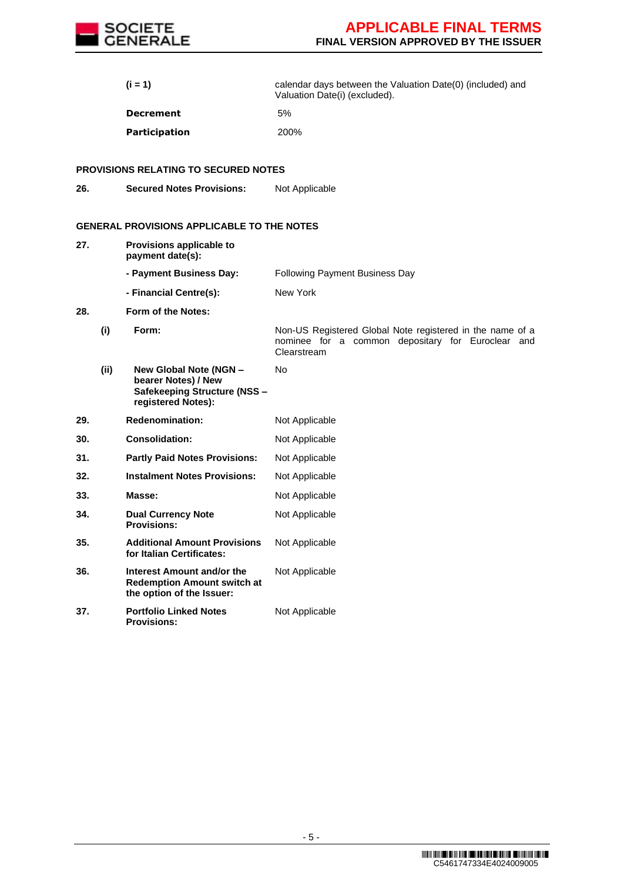| | | |
|---|---|---|
| | **(i = 1)** | calendar days between the Valuation Date(0) (included) and Valuation Date(i) (excluded). |
| | **Decrement** | 5% |
| | **Participation** | 200% |

**PROVISIONS RELATING TO SECURED NOTES**

| | | |
|---|---|---|
| **26.** | **Secured Notes Provisions:** | Not Applicable |

**GENERAL PROVISIONS APPLICABLE TO THE NOTES**

| | | |
|---|---|---|
| **27.** | **Provisions applicable to payment date(s):** | |
| | **- Payment Business Day:** | Following Payment Business Day |
| | **- Financial Centre(s):** | New York |
| **28.** | **Form of the Notes:** | |
| | **(i) Form:** | Non-US Registered Global Note registered in the name of a nominee for a common depositary for Euroclear and Clearstream |
| | **(ii) New Global Note (NGN – bearer Notes) / New Safekeeping Structure (NSS – registered Notes):** | No |
| **29.** | **Redenomination:** | Not Applicable |
| **30.** | **Consolidation:** | Not Applicable |
| **31.** | **Partly Paid Notes Provisions:** | Not Applicable |
| **32.** | **Instalment Notes Provisions:** | Not Applicable |
| **33.** | **Masse:** | Not Applicable |
| **34.** | **Dual Currency Note Provisions:** | Not Applicable |
| **35.** | **Additional Amount Provisions for Italian Certificates:** | Not Applicable |
| **36.** | **Interest Amount and/or the Redemption Amount switch at the option of the Issuer:** | Not Applicable |
| **37.** | **Portfolio Linked Notes Provisions:** | Not Applicable |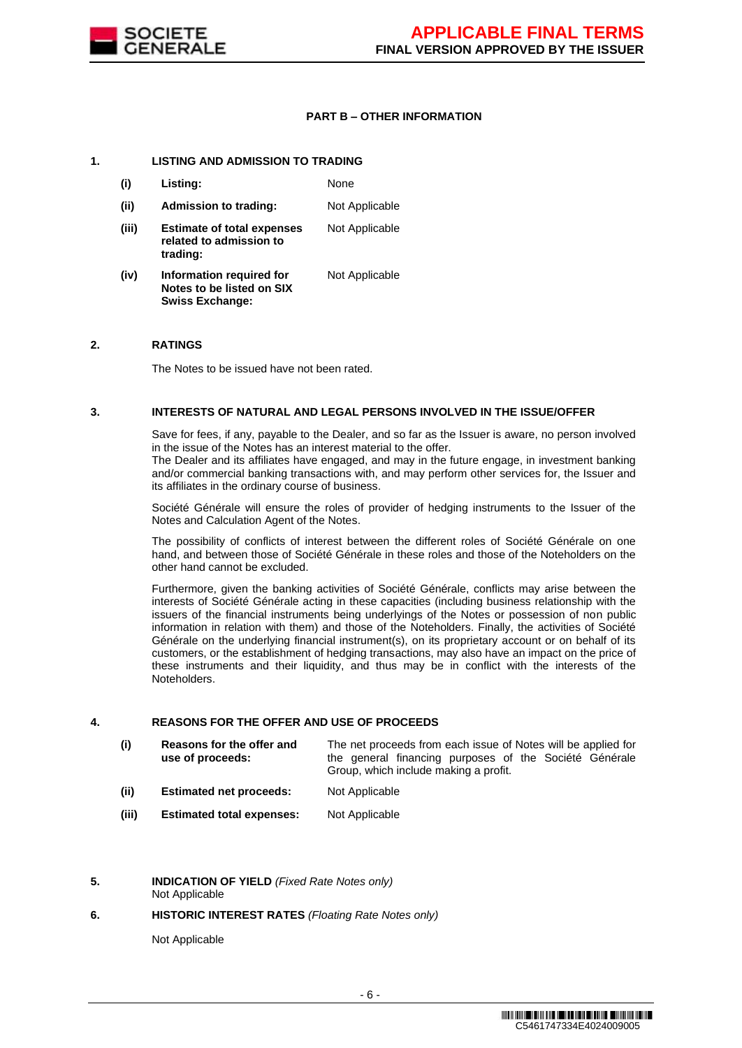## PART B – OTHER INFORMATION

### 1. LISTING AND ADMISSION TO TRADING

| | | |
|---|---|---|
| **(i)** | **Listing:** | None |
| **(ii)** | **Admission to trading:** | Not Applicable |
| **(iii)** | **Estimate of total expenses related to admission to trading:** | Not Applicable |
| **(iv)** | **Information required for Notes to be listed on SIX Swiss Exchange:** | Not Applicable |

### 2. RATINGS

The Notes to be issued have not been rated.

### 3. INTERESTS OF NATURAL AND LEGAL PERSONS INVOLVED IN THE ISSUE/OFFER

Save for fees, if any, payable to the Dealer, and so far as the Issuer is aware, no person involved in the issue of the Notes has an interest material to the offer.
The Dealer and its affiliates have engaged, and may in the future engage, in investment banking and/or commercial banking transactions with, and may perform other services for, the Issuer and its affiliates in the ordinary course of business.

Société Générale will ensure the roles of provider of hedging instruments to the Issuer of the Notes and Calculation Agent of the Notes.

The possibility of conflicts of interest between the different roles of Société Générale on one hand, and between those of Société Générale in these roles and those of the Noteholders on the other hand cannot be excluded.

Furthermore, given the banking activities of Société Générale, conflicts may arise between the interests of Société Générale acting in these capacities (including business relationship with the issuers of the financial instruments being underlyings of the Notes or possession of non public information in relation with them) and those of the Noteholders. Finally, the activities of Société Générale on the underlying financial instrument(s), on its proprietary account or on behalf of its customers, or the establishment of hedging transactions, may also have an impact on the price of these instruments and their liquidity, and thus may be in conflict with the interests of the Noteholders.

### 4. REASONS FOR THE OFFER AND USE OF PROCEEDS

| | | |
|---|---|---|
| **(i)** | **Reasons for the offer and use of proceeds:** | The net proceeds from each issue of Notes will be applied for the general financing purposes of the Société Générale Group, which include making a profit. |
| **(ii)** | **Estimated net proceeds:** | Not Applicable |
| **(iii)** | **Estimated total expenses:** | Not Applicable |

### 5. INDICATION OF YIELD *(Fixed Rate Notes only)*

Not Applicable

### 6. HISTORIC INTEREST RATES *(Floating Rate Notes only)*

Not Applicable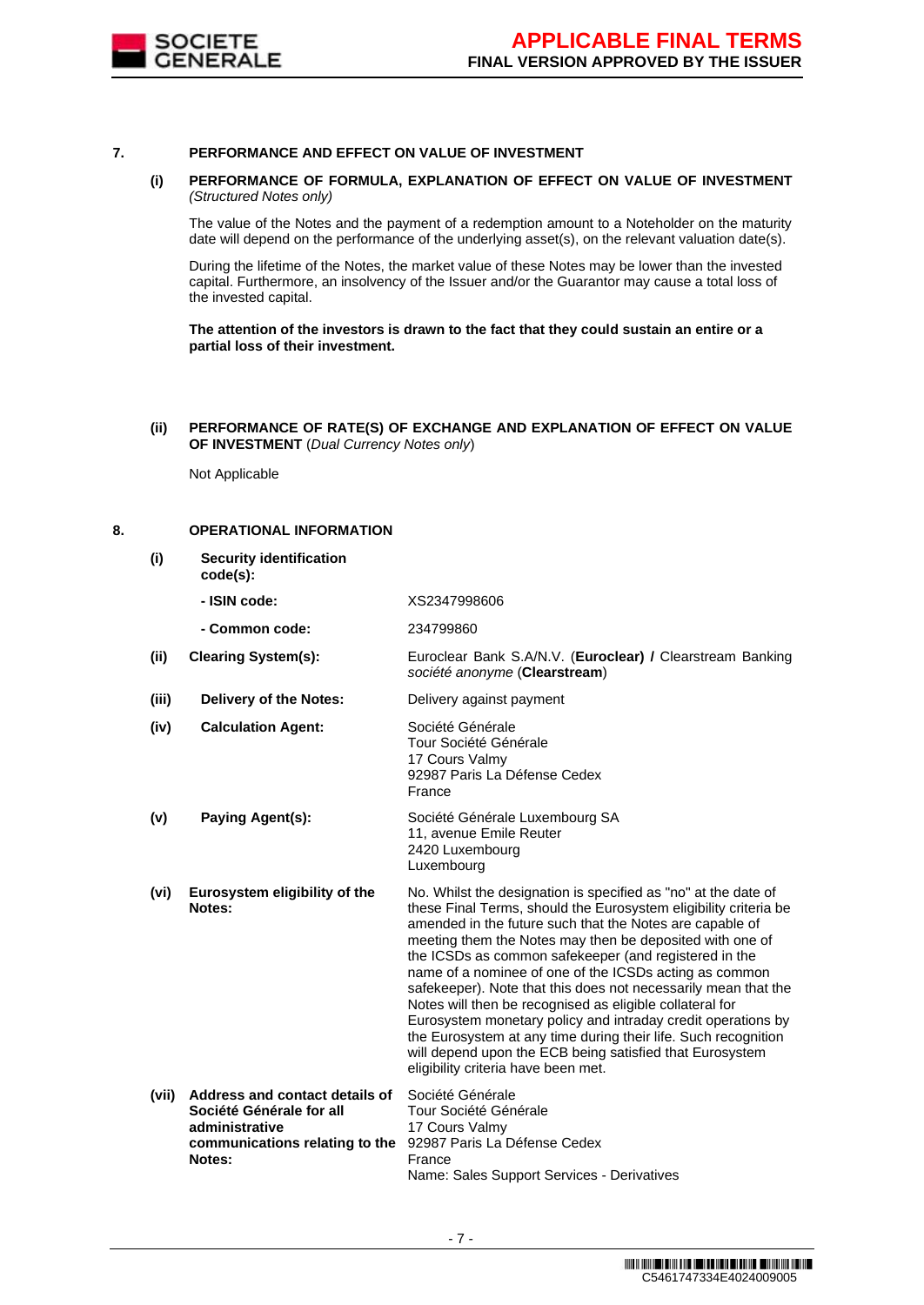## 7. PERFORMANCE AND EFFECT ON VALUE OF INVESTMENT

**(i) PERFORMANCE OF FORMULA, EXPLANATION OF EFFECT ON VALUE OF INVESTMENT** *(Structured Notes only)*

The value of the Notes and the payment of a redemption amount to a Noteholder on the maturity date will depend on the performance of the underlying asset(s), on the relevant valuation date(s).

During the lifetime of the Notes, the market value of these Notes may be lower than the invested capital. Furthermore, an insolvency of the Issuer and/or the Guarantor may cause a total loss of the invested capital.

**The attention of the investors is drawn to the fact that they could sustain an entire or a partial loss of their investment.**

**(ii) PERFORMANCE OF RATE(S) OF EXCHANGE AND EXPLANATION OF EFFECT ON VALUE OF INVESTMENT** (*Dual Currency Notes only*)

Not Applicable

## 8. OPERATIONAL INFORMATION

| | | |
|---|---|---|
| **(i)** | **Security identification code(s):** | |
| | **- ISIN code:** | XS2347998606 |
| | **- Common code:** | 234799860 |
| **(ii)** | **Clearing System(s):** | Euroclear Bank S.A/N.V. (**Euroclear) /** Clearstream Banking *société anonyme* (**Clearstream**) |
| **(iii)** | **Delivery of the Notes:** | Delivery against payment |
| **(iv)** | **Calculation Agent:** | Société Générale<br>Tour Société Générale<br>17 Cours Valmy<br>92987 Paris La Défense Cedex<br>France |
| **(v)** | **Paying Agent(s):** | Société Générale Luxembourg SA<br>11, avenue Emile Reuter<br>2420 Luxembourg<br>Luxembourg |
| **(vi)** | **Eurosystem eligibility of the Notes:** | No. Whilst the designation is specified as "no" at the date of these Final Terms, should the Eurosystem eligibility criteria be amended in the future such that the Notes are capable of meeting them the Notes may then be deposited with one of the ICSDs as common safekeeper (and registered in the name of a nominee of one of the ICSDs acting as common safekeeper). Note that this does not necessarily mean that the Notes will then be recognised as eligible collateral for Eurosystem monetary policy and intraday credit operations by the Eurosystem at any time during their life. Such recognition will depend upon the ECB being satisfied that Eurosystem eligibility criteria have been met. |
| **(vii)** | **Address and contact details of Société Générale for all administrative communications relating to the Notes:** | Société Générale<br>Tour Société Générale<br>17 Cours Valmy<br>92987 Paris La Défense Cedex<br>France<br>Name: Sales Support Services - Derivatives |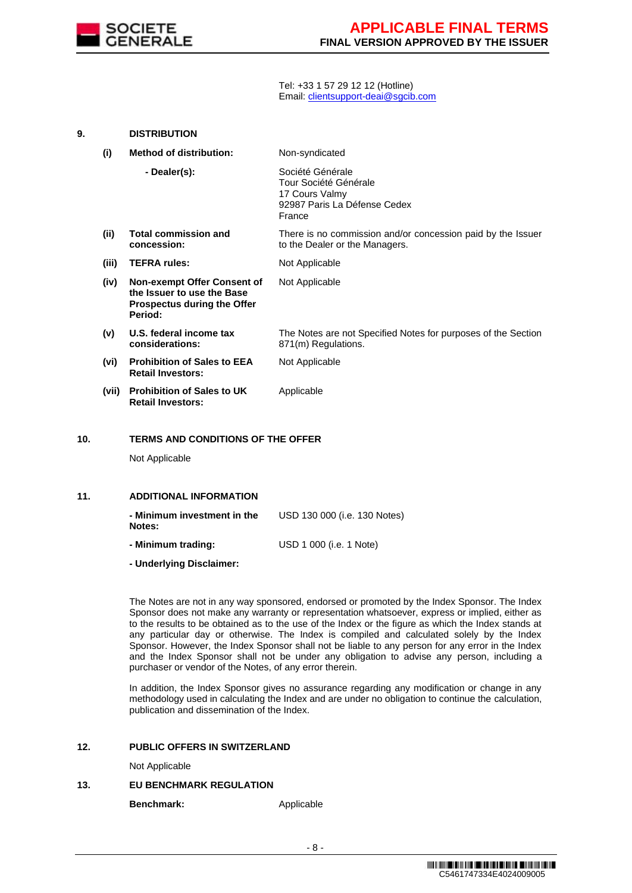Tel: +33 1 57 29 12 12 (Hotline)
Email: clientsupport-deai@sgcib.com

## 9. DISTRIBUTION

| | | |
|---|---|---|
| **(i)** | **Method of distribution:** | Non-syndicated |
| | **- Dealer(s):** | Société Générale<br>Tour Société Générale<br>17 Cours Valmy<br>92987 Paris La Défense Cedex<br>France |
| **(ii)** | **Total commission and concession:** | There is no commission and/or concession paid by the Issuer to the Dealer or the Managers. |
| **(iii)** | **TEFRA rules:** | Not Applicable |
| **(iv)** | **Non-exempt Offer Consent of the Issuer to use the Base Prospectus during the Offer Period:** | Not Applicable |
| **(v)** | **U.S. federal income tax considerations:** | The Notes are not Specified Notes for purposes of the Section 871(m) Regulations. |
| **(vi)** | **Prohibition of Sales to EEA Retail Investors:** | Not Applicable |
| **(vii)** | **Prohibition of Sales to UK Retail Investors:** | Applicable |

## 10. TERMS AND CONDITIONS OF THE OFFER

Not Applicable

## 11. ADDITIONAL INFORMATION

| | |
|---|---|
| **- Minimum investment in the Notes:** | USD 130 000 (i.e. 130 Notes) |
| **- Minimum trading:** | USD 1 000 (i.e. 1 Note) |

**- Underlying Disclaimer:**

The Notes are not in any way sponsored, endorsed or promoted by the Index Sponsor. The Index Sponsor does not make any warranty or representation whatsoever, express or implied, either as to the results to be obtained as to the use of the Index or the figure as which the Index stands at any particular day or otherwise. The Index is compiled and calculated solely by the Index Sponsor. However, the Index Sponsor shall not be liable to any person for any error in the Index and the Index Sponsor shall not be under any obligation to advise any person, including a purchaser or vendor of the Notes, of any error therein.

In addition, the Index Sponsor gives no assurance regarding any modification or change in any methodology used in calculating the Index and are under no obligation to continue the calculation, publication and dissemination of the Index.

## 12. PUBLIC OFFERS IN SWITZERLAND

Not Applicable

## 13. EU BENCHMARK REGULATION

**Benchmark:** Applicable